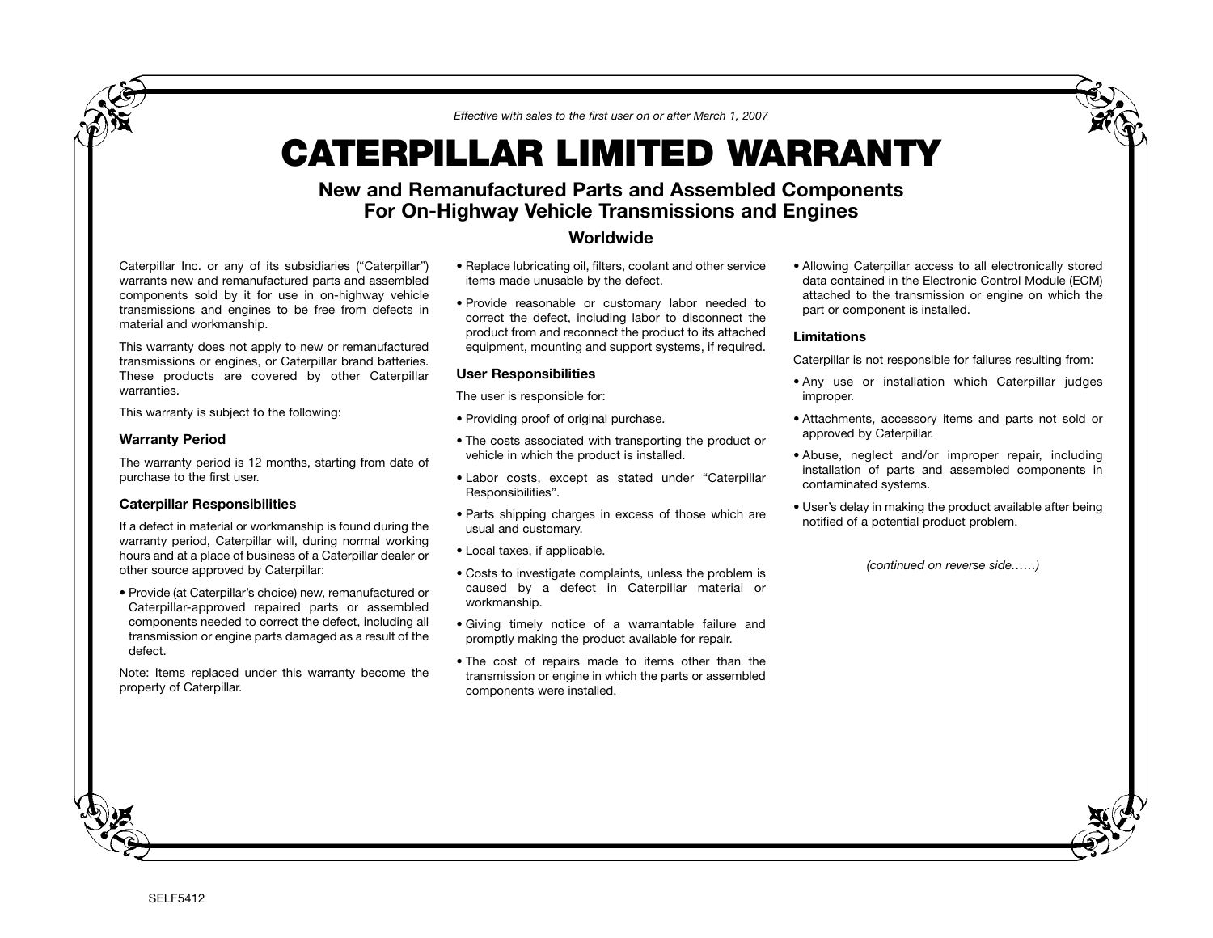*Effective with sales to the first user on or after March 1, 2007*

# CATERPILLAR LIMITED WARRANTY

## New and Remanufactured Parts and Assembled Components For On-Highway Vehicle Transmissions and Engines

### Worldwide

Caterpillar Inc. or any of its subsidiaries ("Caterpillar") warrants new and remanufactured parts and assembled components sold by it for use in on-highway vehicle transmissions and engines to be free from defects in material and workmanship.

This warranty does not apply to new or remanufactured transmissions or engines, or Caterpillar brand batteries. These products are covered by other Caterpillar warranties.

This warranty is subject to the following:

### Warranty Period

The warranty period is 12 months, starting from date of purchase to the first user.

### Caterpillar Responsibilities

If a defect in material or workmanship is found during the warranty period, Caterpillar will, during normal working hours and at a place of business of a Caterpillar dealer or other source approved by Caterpillar:

- Provide (at Caterpillar's choice) new, remanufactured or Caterpillar-approved repaired parts or assembled components needed to correct the defect, including all transmission or engine parts damaged as a result of the defect.

Note: Items replaced under this warranty become the property of Caterpillar.

- Replace lubricating oil, filters, coolant and other service items made unusable by the defect.
- Provide reasonable or customary labor needed to correct the defect, including labor to disconnect the product from and reconnect the product to its attached equipment, mounting and support systems, if required.

### User Responsibilities

The user is responsible for:

- Providing proof of original purchase.
- The costs associated with transporting the product or vehicle in which the product is installed.
- Labor costs, except as stated under "Caterpillar Responsibilities".
- Parts shipping charges in excess of those which are usual and customary.
- Local taxes, if applicable.
- Costs to investigate complaints, unless the problem is caused by a defect in Caterpillar material or workmanship.
- Giving timely notice of a warrantable failure and promptly making the product available for repair.
- The cost of repairs made to items other than the transmission or engine in which the parts or assembled components were installed.
- Allowing Caterpillar access to all electronically stored data contained in the Electronic Control Module (ECM) attached to the transmission or engine on which the part or component is installed.

### Limitations

Caterpillar is not responsible for failures resulting from:

- Any use or installation which Caterpillar judges improper.
- Attachments, accessory items and parts not sold or approved by Caterpillar.
- Abuse, neglect and/or improper repair, including installation of parts and assembled components in contaminated systems.
- User's delay in making the product available after being notified of a potential product problem.

*(continued on reverse side……)*

SELF5412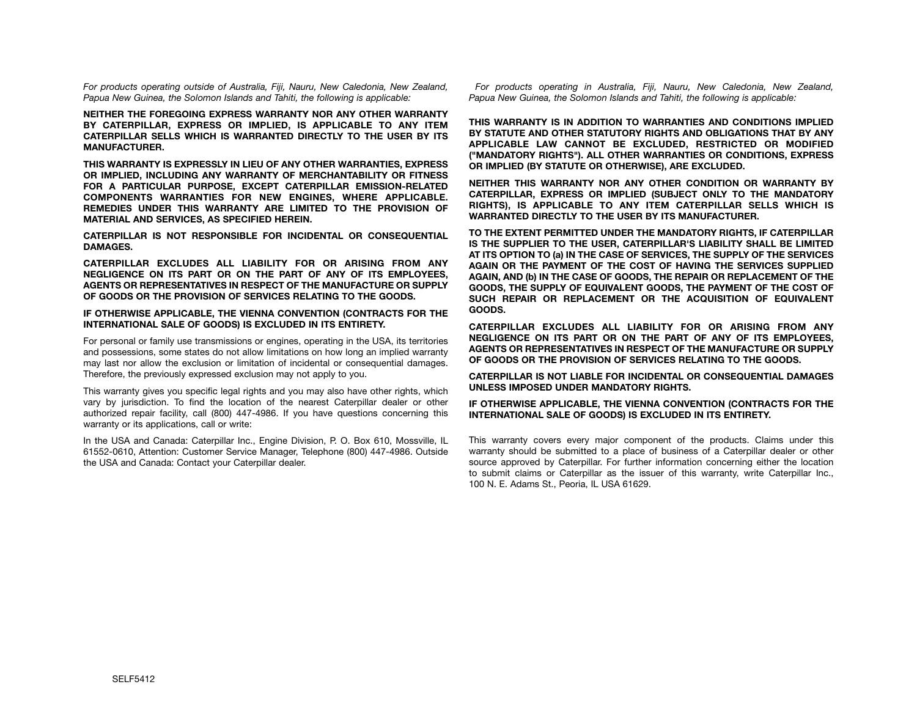*For products operating outside of Australia, Fiji, Nauru, New Caledonia, New Zealand, Papua New Guinea, the Solomon Islands and Tahiti, the following is applicable:*

**NEITHER THE FOREGOING EXPRESS WARRANTY NOR ANY OTHER WARRANTY BY CATERPILLAR, EXPRESS OR IMPLIED, IS APPLICABLE TO ANY ITEM CATERPILLAR SELLS WHICH IS WARRANTED DIRECTLY TO THE USER BY ITS MANUFACTURER.**

**THIS WARRANTY IS EXPRESSLY IN LIEU OF ANY OTHER WARRANTIES, EXPRESS OR IMPLIED, INCLUDING ANY WARRANTY OF MERCHANTABILITY OR FITNESS FOR A PARTICULAR PURPOSE, EXCEPT CATERPILLAR EMISSION-RELATED COMPONENTS WARRANTIES FOR NEW ENGINES, WHERE APPLICABLE. REMEDIES UNDER THIS WARRANTY ARE LIMITED TO THE PROVISION OF MATERIAL AND SERVICES, AS SPECIFIED HEREIN.**

**CATERPILLAR IS NOT RESPONSIBLE FOR INCIDENTAL OR CONSEQUENTIAL DAMAGES.**

**CATERPILLAR EXCLUDES ALL LIABILITY FOR OR ARISING FROM ANY NEGLIGENCE ON ITS PART OR ON THE PART OF ANY OF ITS EMPLOYEES, AGENTS OR REPRESENTATIVES IN RESPECT OF THE MANUFACTURE OR SUPPLY OF GOODS OR THE PROVISION OF SERVICES RELATING TO THE GOODS.**

**IF OTHERWISE APPLICABLE, THE VIENNA CONVENTION (CONTRACTS FOR THE INTERNATIONAL SALE OF GOODS) IS EXCLUDED IN ITS ENTIRETY.**

For personal or family use transmissions or engines, operating in the USA, its territories and possessions, some states do not allow limitations on how long an implied warranty may last nor allow the exclusion or limitation of incidental or consequential damages. Therefore, the previously expressed exclusion may not apply to you.

This warranty gives you specific legal rights and you may also have other rights, which vary by jurisdiction. To find the location of the nearest Caterpillar dealer or other authorized repair facility, call (800) 447-4986. If you have questions concerning this warranty or its applications, call or write:

In the USA and Canada: Caterpillar Inc., Engine Division, P. O. Box 610, Mossville, IL 61552-0610, Attention: Customer Service Manager, Telephone (800) 447-4986. Outside the USA and Canada: Contact your Caterpillar dealer.

*For products operating in Australia, Fiji, Nauru, New Caledonia, New Zealand, Papua New Guinea, the Solomon Islands and Tahiti, the following is applicable:*

**THIS WARRANTY IS IN ADDITION TO WARRANTIES AND CONDITIONS IMPLIED BY STATUTE AND OTHER STATUTORY RIGHTS AND OBLIGATIONS THAT BY ANY APPLICABLE LAW CANNOT BE EXCLUDED, RESTRICTED OR MODIFIED ("MANDATORY RIGHTS"). ALL OTHER WARRANTIES OR CONDITIONS, EXPRESS OR IMPLIED (BY STATUTE OR OTHERWISE), ARE EXCLUDED.**

**NEITHER THIS WARRANTY NOR ANY OTHER CONDITION OR WARRANTY BY CATERPILLAR, EXPRESS OR IMPLIED (SUBJECT ONLY TO THE MANDATORY RIGHTS), IS APPLICABLE TO ANY ITEM CATERPILLAR SELLS WHICH IS WARRANTED DIRECTLY TO THE USER BY ITS MANUFACTURER.**

**TO THE EXTENT PERMITTED UNDER THE MANDATORY RIGHTS, IF CATERPILLAR IS THE SUPPLIER TO THE USER, CATERPILLAR'S LIABILITY SHALL BE LIMITED AT ITS OPTION TO (a) IN THE CASE OF SERVICES, THE SUPPLY OF THE SERVICES AGAIN OR THE PAYMENT OF THE COST OF HAVING THE SERVICES SUPPLIED AGAIN, AND (b) IN THE CASE OF GOODS, THE REPAIR OR REPLACEMENT OF THE GOODS, THE SUPPLY OF EQUIVALENT GOODS, THE PAYMENT OF THE COST OF SUCH REPAIR OR REPLACEMENT OR THE ACQUISITION OF EQUIVALENT GOODS.**

**CATERPILLAR EXCLUDES ALL LIABILITY FOR OR ARISING FROM ANY NEGLIGENCE ON ITS PART OR ON THE PART OF ANY OF ITS EMPLOYEES, AGENTS OR REPRESENTATIVES IN RESPECT OF THE MANUFACTURE OR SUPPLY OF GOODS OR THE PROVISION OF SERVICES RELATING TO THE GOODS.**

**CATERPILLAR IS NOT LIABLE FOR INCIDENTAL OR CONSEQUENTIAL DAMAGES UNLESS IMPOSED UNDER MANDATORY RIGHTS.**

**IF OTHERWISE APPLICABLE, THE VIENNA CONVENTION (CONTRACTS FOR THE INTERNATIONAL SALE OF GOODS) IS EXCLUDED IN ITS ENTIRETY.**

This warranty covers every major component of the products. Claims under this warranty should be submitted to a place of business of a Caterpillar dealer or other source approved by Caterpillar. For further information concerning either the location to submit claims or Caterpillar as the issuer of this warranty, write Caterpillar Inc., 100 N. E. Adams St., Peoria, IL USA 61629.

SELF5412